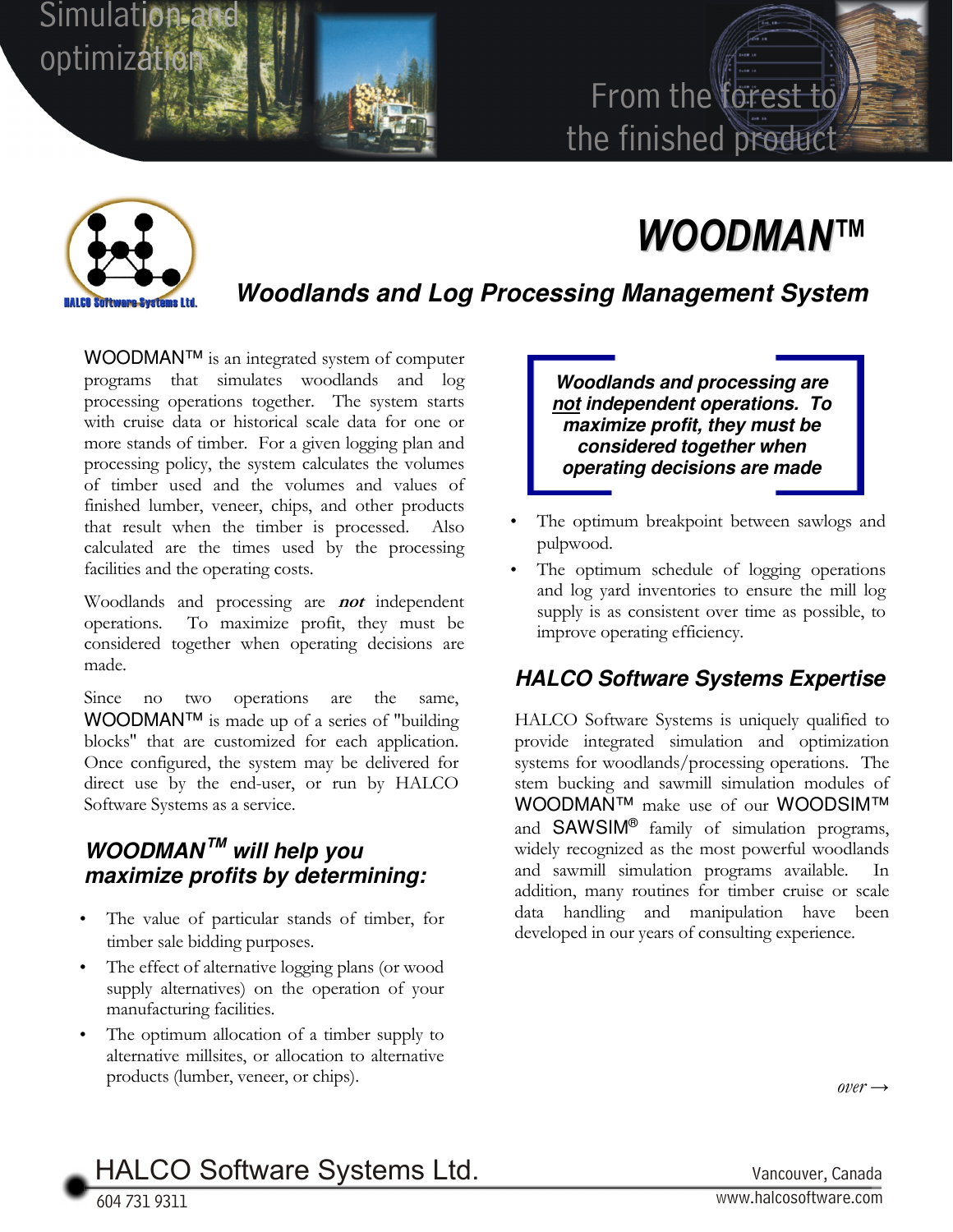Simulation and optimization

From the forest to the finished product

# WOODMAN™

## *Woodlands and Log Processing Management System*

WOODMAN™ is an integrated system of computer programs that simulates woodlands and log processing operations together. The system starts with cruise data or historical scale data for one or more stands of timber. For a given logging plan and processing policy, the system calculates the volumes of timber used and the volumes and values of finished lumber, veneer, chips, and other products that result when the timber is processed. Also calculated are the times used by the processing facilities and the operating costs.

Woodlands and processing are ***not*** independent operations. To maximize profit, they must be considered together when operating decisions are made.

Since no two operations are the same, WOODMAN™ is made up of a series of "building blocks" that are customized for each application. Once configured, the system may be delivered for direct use by the end-user, or run by HALCO Software Systems as a service.

### *WOODMAN™ will help you maximize profits by determining:*

- The value of particular stands of timber, for timber sale bidding purposes.
- The effect of alternative logging plans (or wood supply alternatives) on the operation of your manufacturing facilities.
- The optimum allocation of a timber supply to alternative millsites, or allocation to alternative products (lumber, veneer, or chips).
- The optimum breakpoint between sawlogs and pulpwood.
- The optimum schedule of logging operations and log yard inventories to ensure the mill log supply is as consistent over time as possible, to improve operating efficiency.

> ***Woodlands and processing are not independent operations. To maximize profit, they must be considered together when operating decisions are made***

### *HALCO Software Systems Expertise*

HALCO Software Systems is uniquely qualified to provide integrated simulation and optimization systems for woodlands/processing operations. The stem bucking and sawmill simulation modules of WOODMAN™ make use of our WOODSIM™ and SAWSIM® family of simulation programs, widely recognized as the most powerful woodlands and sawmill simulation programs available. In addition, many routines for timber cruise or scale data handling and manipulation have been developed in our years of consulting experience.

*over →*

HALCO Software Systems Ltd.
604 731 9311
Vancouver, Canada
www.halcosoftware.com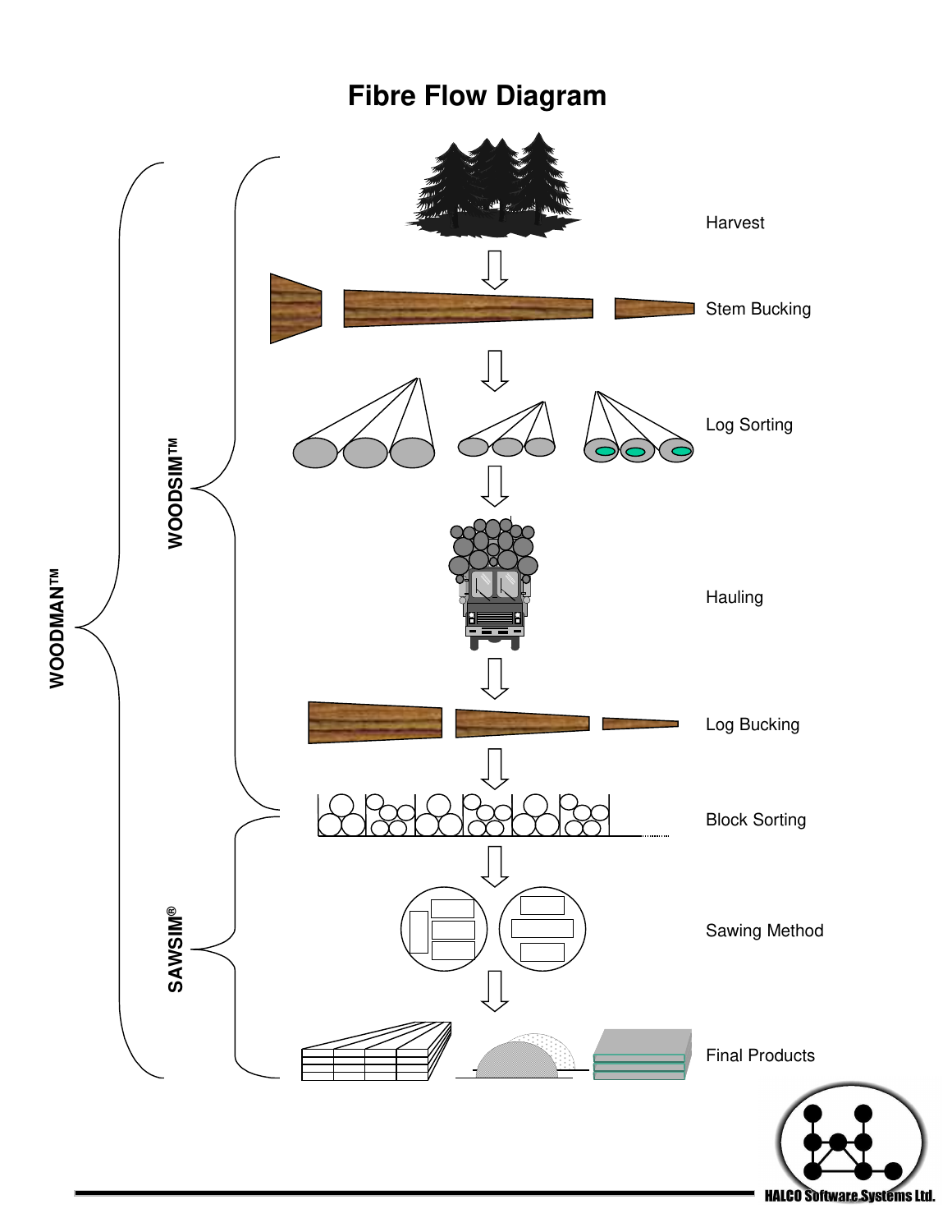# Fibre Flow Diagram

WOODMAN™

WOODSIM™

SAWSIM®

Harvest

Stem Bucking

Log Sorting

Hauling

Log Bucking

Block Sorting

Sawing Method

Final Products

HALCO Software Systems Ltd.